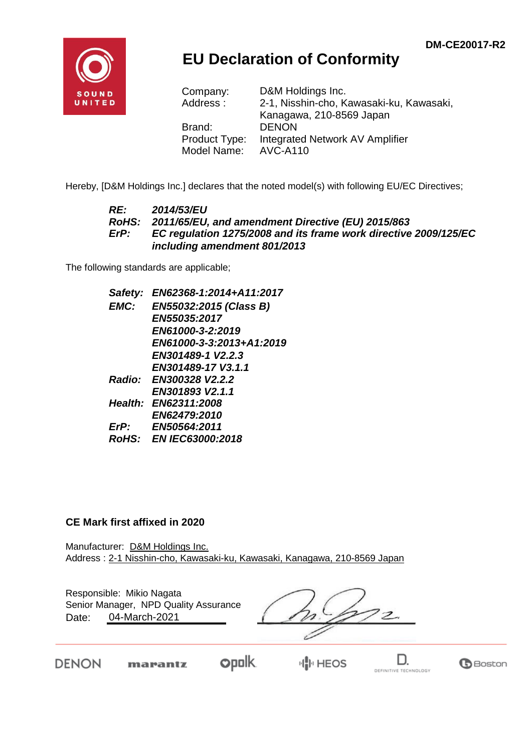DM-CE20017-R2

# EU Declaration of Conformity

| | |
|---|---|
| Company: | D&M Holdings Inc. |
| Address : | 2-1, Nisshin-cho, Kawasaki-ku, Kawasaki, Kanagawa, 210-8569 Japan |
| Brand: | DENON |
| Product Type: | Integrated Network AV Amplifier |
| Model Name: | AVC-A110 |

Hereby, [D&M Holdings Inc.] declares that the noted model(s) with following EU/EC Directives;

***RE:*** ***2014/53/EU***
***RoHS:*** ***2011/65/EU, and amendment Directive (EU) 2015/863***
***ErP:*** ***EC regulation 1275/2008 and its frame work directive 2009/125/EC including amendment 801/2013***

The following standards are applicable;

***Safety:*** ***EN62368-1:2014+A11:2017***
***EMC:*** ***EN55032:2015 (Class B)***
***EN55035:2017***
***EN61000-3-2:2019***
***EN61000-3-3:2013+A1:2019***
***EN301489-1 V2.2.3***
***EN301489-17 V3.1.1***
***Radio:*** ***EN300328 V2.2.2***
***EN301893 V2.1.1***
***Health:*** ***EN62311:2008***
***EN62479:2010***
***ErP:*** ***EN50564:2011***
***RoHS:*** ***EN IEC63000:2018***

**CE Mark first affixed in 2020**

Manufacturer: D&M Holdings Inc.
Address : 2-1 Nisshin-cho, Kawasaki-ku, Kawasaki, Kanagawa, 210-8569 Japan

Responsible: Mikio Nagata
Senior Manager, NPD Quality Assurance
Date: 04-March-2021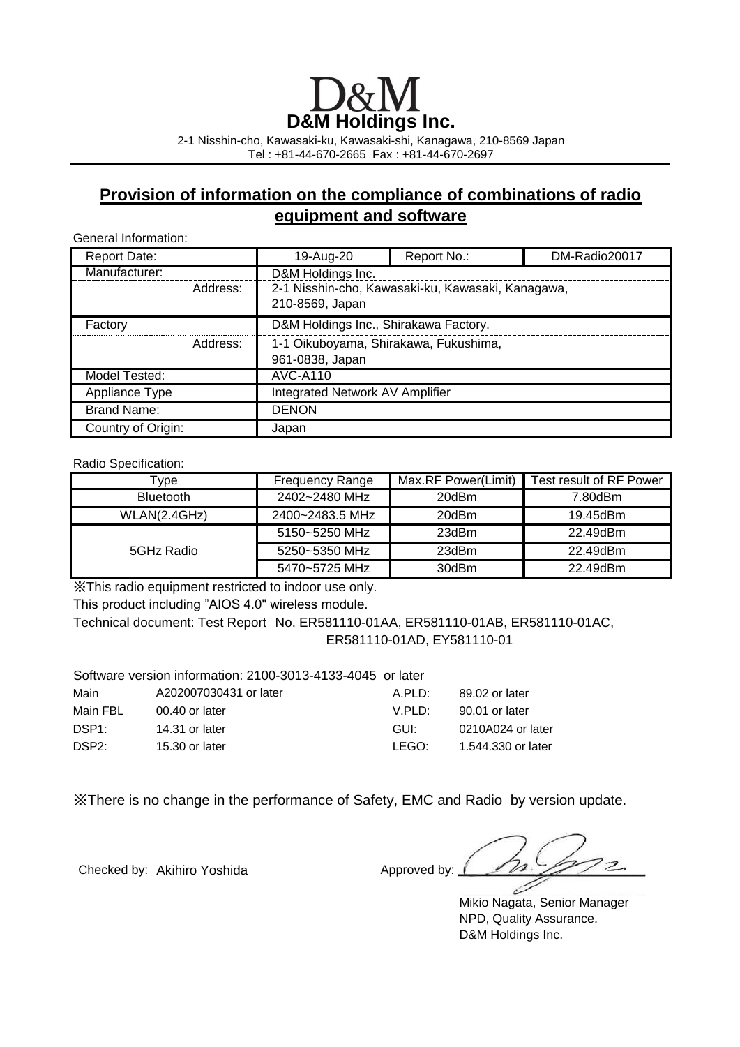# D&M
**D&M Holdings Inc.**

2-1 Nisshin-cho, Kawasaki-ku, Kawasaki-shi, Kanagawa, 210-8569 Japan
Tel : +81-44-670-2665 Fax : +81-44-670-2697

## Provision of information on the compliance of combinations of radio equipment and software

General Information:

| | | | |
|---|---|---|---|
| Report Date: | 19-Aug-20 | Report No.: | DM-Radio20017 |
| Manufacturer: | D&M Holdings Inc. | | |
| Address: | 2-1 Nisshin-cho, Kawasaki-ku, Kawasaki-shi, Kanagawa, 210-8569, Japan | | |
| Factory | D&M Holdings Inc., Shirakawa Factory. | | |
| Address: | 1-1 Oikuboyama, Shirakawa, Fukushima, 961-0838, Japan | | |
| Model Tested: | AVC-A110 | | |
| Appliance Type | Integrated Network AV Amplifier | | |
| Brand Name: | DENON | | |
| Country of Origin: | Japan | | |

Radio Specification:

| Type | Frequency Range | Max.RF Power(Limit) | Test result of RF Power |
|---|---|---|---|
| Bluetooth | 2402~2480 MHz | 20dBm | 7.80dBm |
| WLAN(2.4GHz) | 2400~2483.5 MHz | 20dBm | 19.45dBm |
| 5GHz Radio | 5150~5250 MHz | 23dBm | 22.49dBm |
| | 5250~5350 MHz | 23dBm | 22.49dBm |
| | 5470~5725 MHz | 30dBm | 22.49dBm |

※This radio equipment restricted to indoor use only.

This product including "AIOS 4.0" wireless module.

Technical document: Test Report No. ER581110-01AA, ER581110-01AB, ER581110-01AC, ER581110-01AD, EY581110-01

Software version information: 2100-3013-4133-4045 or later

| | | | |
|---|---|---|---|
| Main | A202007030431 or later | A.PLD: | 89.02 or later |
| Main FBL | 00.40 or later | V.PLD: | 90.01 or later |
| DSP1: | 14.31 or later | GUI: | 0210A024 or later |
| DSP2: | 15.30 or later | LEGO: | 1.544.330 or later |

※There is no change in the performance of Safety, EMC and Radio by version update.

Checked by: Akihiro Yoshida

Approved by:

Mikio Nagata, Senior Manager
NPD, Quality Assurance.
D&M Holdings Inc.